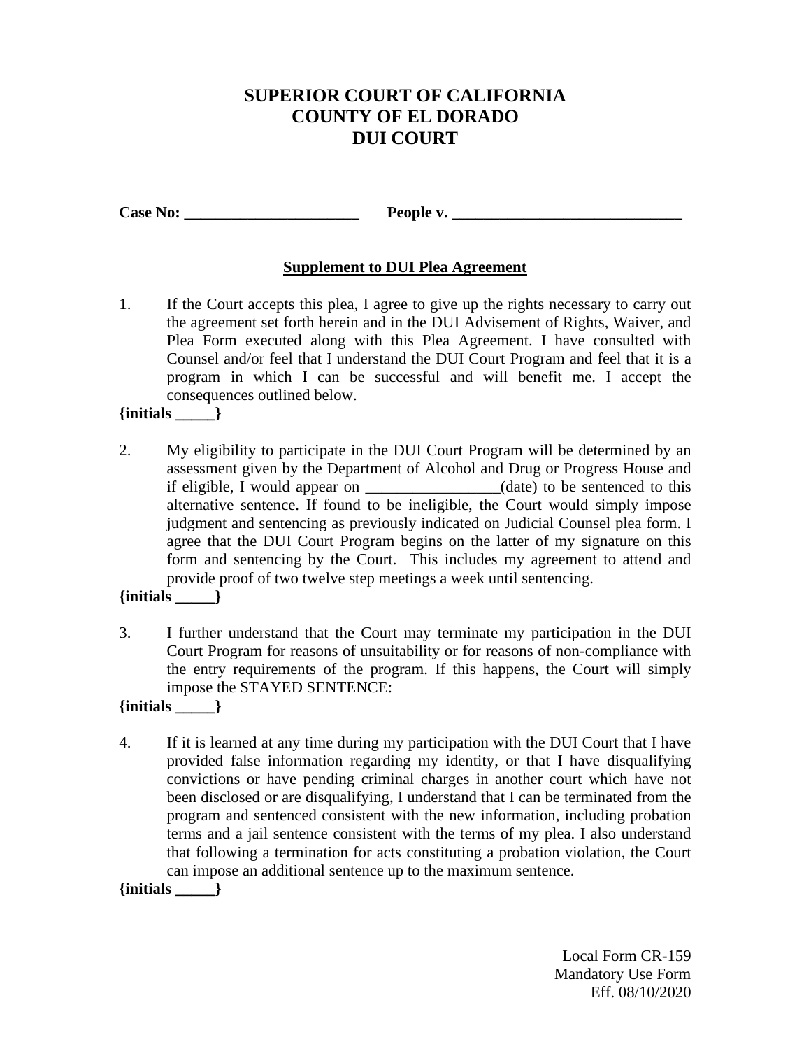# SUPERIOR COURT OF CALIFORNIA
# COUNTY OF EL DORADO
# DUI COURT

**Case No: ______________________ People v. ______________________________**

**Supplement to DUI Plea Agreement**

1. If the Court accepts this plea, I agree to give up the rights necessary to carry out the agreement set forth herein and in the DUI Advisement of Rights, Waiver, and Plea Form executed along with this Plea Agreement. I have consulted with Counsel and/or feel that I understand the DUI Court Program and feel that it is a program in which I can be successful and will benefit me. I accept the consequences outlined below.

**{initials _____}**

2. My eligibility to participate in the DUI Court Program will be determined by an assessment given by the Department of Alcohol and Drug or Progress House and if eligible, I would appear on _________________(date) to be sentenced to this alternative sentence. If found to be ineligible, the Court would simply impose judgment and sentencing as previously indicated on Judicial Counsel plea form. I agree that the DUI Court Program begins on the latter of my signature on this form and sentencing by the Court. This includes my agreement to attend and provide proof of two twelve step meetings a week until sentencing.

**{initials _____}**

3. I further understand that the Court may terminate my participation in the DUI Court Program for reasons of unsuitability or for reasons of non-compliance with the entry requirements of the program. If this happens, the Court will simply impose the STAYED SENTENCE:

**{initials _____}**

4. If it is learned at any time during my participation with the DUI Court that I have provided false information regarding my identity, or that I have disqualifying convictions or have pending criminal charges in another court which have not been disclosed or are disqualifying, I understand that I can be terminated from the program and sentenced consistent with the new information, including probation terms and a jail sentence consistent with the terms of my plea. I also understand that following a termination for acts constituting a probation violation, the Court can impose an additional sentence up to the maximum sentence.

**{initials _____}**

Local Form CR-159
Mandatory Use Form
Eff. 08/10/2020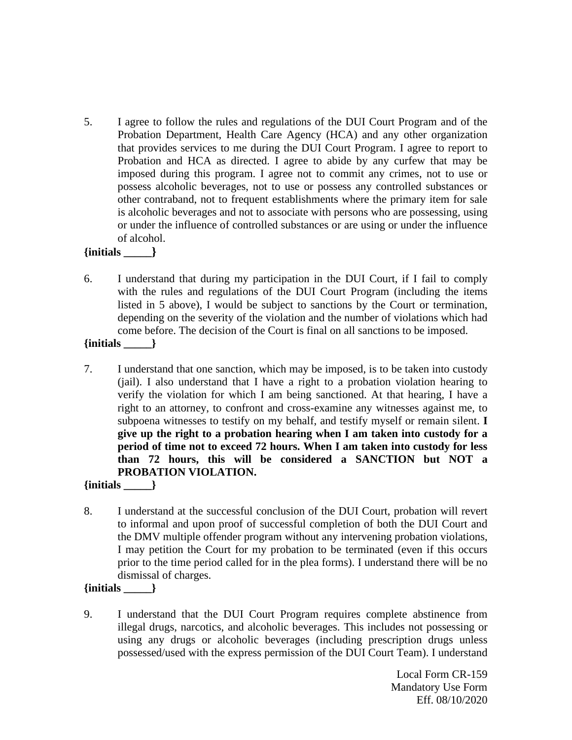5. I agree to follow the rules and regulations of the DUI Court Program and of the Probation Department, Health Care Agency (HCA) and any other organization that provides services to me during the DUI Court Program. I agree to report to Probation and HCA as directed. I agree to abide by any curfew that may be imposed during this program. I agree not to commit any crimes, not to use or possess alcoholic beverages, not to use or possess any controlled substances or other contraband, not to frequent establishments where the primary item for sale is alcoholic beverages and not to associate with persons who are possessing, using or under the influence of controlled substances or are using or under the influence of alcohol.

**{initials _____}**

6. I understand that during my participation in the DUI Court, if I fail to comply with the rules and regulations of the DUI Court Program (including the items listed in 5 above), I would be subject to sanctions by the Court or termination, depending on the severity of the violation and the number of violations which had come before. The decision of the Court is final on all sanctions to be imposed.

**{initials _____}**

7. I understand that one sanction, which may be imposed, is to be taken into custody (jail). I also understand that I have a right to a probation violation hearing to verify the violation for which I am being sanctioned. At that hearing, I have a right to an attorney, to confront and cross-examine any witnesses against me, to subpoena witnesses to testify on my behalf, and testify myself or remain silent. **I give up the right to a probation hearing when I am taken into custody for a period of time not to exceed 72 hours. When I am taken into custody for less than 72 hours, this will be considered a SANCTION but NOT a PROBATION VIOLATION.**

**{initials _____}**

8. I understand at the successful conclusion of the DUI Court, probation will revert to informal and upon proof of successful completion of both the DUI Court and the DMV multiple offender program without any intervening probation violations, I may petition the Court for my probation to be terminated (even if this occurs prior to the time period called for in the plea forms). I understand there will be no dismissal of charges.

**{initials _____}**

9. I understand that the DUI Court Program requires complete abstinence from illegal drugs, narcotics, and alcoholic beverages. This includes not possessing or using any drugs or alcoholic beverages (including prescription drugs unless possessed/used with the express permission of the DUI Court Team). I understand

Local Form CR-159
Mandatory Use Form
Eff. 08/10/2020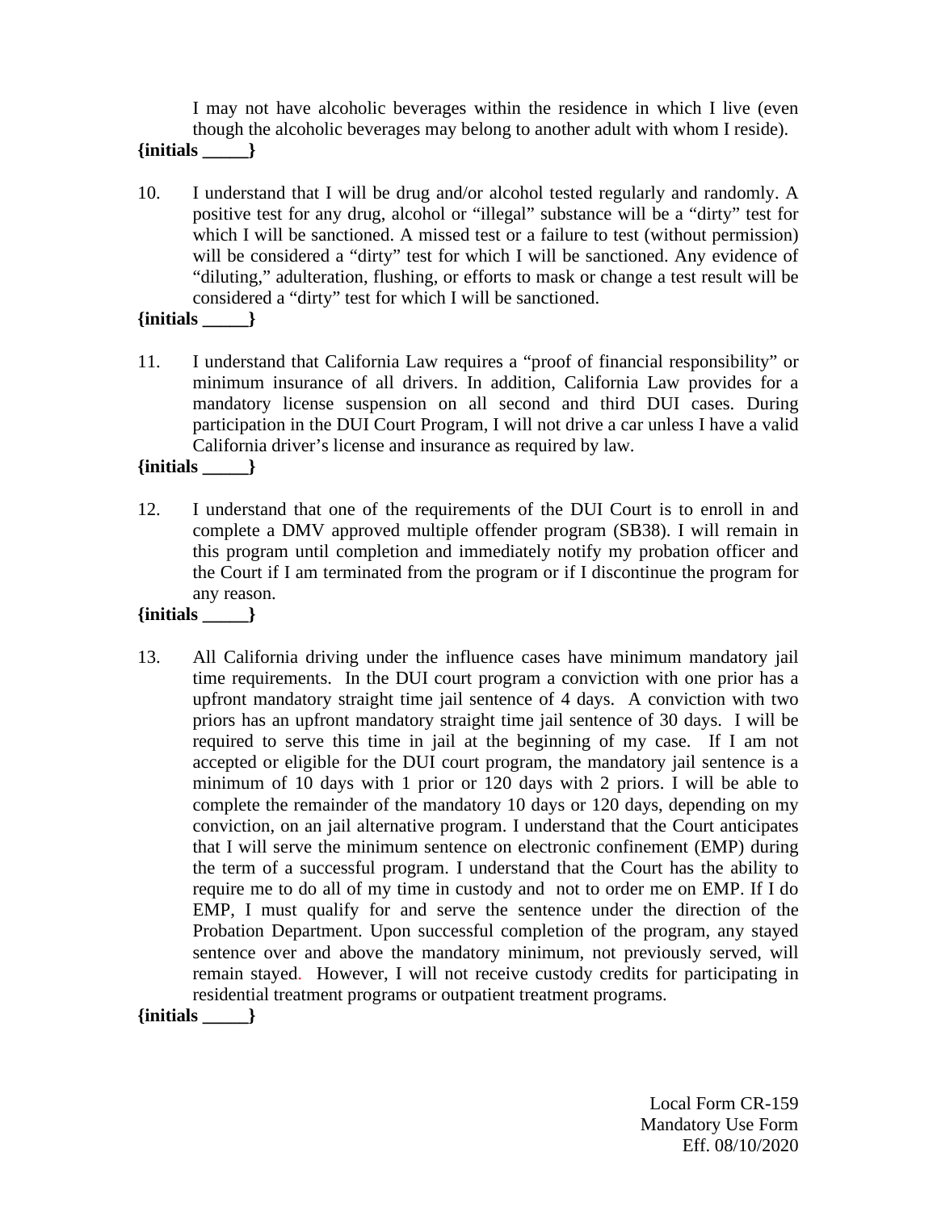I may not have alcoholic beverages within the residence in which I live (even though the alcoholic beverages may belong to another adult with whom I reside).

**{initials _____}**

10. I understand that I will be drug and/or alcohol tested regularly and randomly. A positive test for any drug, alcohol or "illegal" substance will be a "dirty" test for which I will be sanctioned. A missed test or a failure to test (without permission) will be considered a "dirty" test for which I will be sanctioned. Any evidence of "diluting," adulteration, flushing, or efforts to mask or change a test result will be considered a "dirty" test for which I will be sanctioned.

**{initials _____}**

11. I understand that California Law requires a "proof of financial responsibility" or minimum insurance of all drivers. In addition, California Law provides for a mandatory license suspension on all second and third DUI cases. During participation in the DUI Court Program, I will not drive a car unless I have a valid California driver's license and insurance as required by law.

**{initials _____}**

12. I understand that one of the requirements of the DUI Court is to enroll in and complete a DMV approved multiple offender program (SB38). I will remain in this program until completion and immediately notify my probation officer and the Court if I am terminated from the program or if I discontinue the program for any reason.

**{initials _____}**

13. All California driving under the influence cases have minimum mandatory jail time requirements. In the DUI court program a conviction with one prior has a upfront mandatory straight time jail sentence of 4 days. A conviction with two priors has an upfront mandatory straight time jail sentence of 30 days. I will be required to serve this time in jail at the beginning of my case. If I am not accepted or eligible for the DUI court program, the mandatory jail sentence is a minimum of 10 days with 1 prior or 120 days with 2 priors. I will be able to complete the remainder of the mandatory 10 days or 120 days, depending on my conviction, on an jail alternative program. I understand that the Court anticipates that I will serve the minimum sentence on electronic confinement (EMP) during the term of a successful program. I understand that the Court has the ability to require me to do all of my time in custody and not to order me on EMP. If I do EMP, I must qualify for and serve the sentence under the direction of the Probation Department. Upon successful completion of the program, any stayed sentence over and above the mandatory minimum, not previously served, will remain stayed. However, I will not receive custody credits for participating in residential treatment programs or outpatient treatment programs.

**{initials _____}**

Local Form CR-159
Mandatory Use Form
Eff. 08/10/2020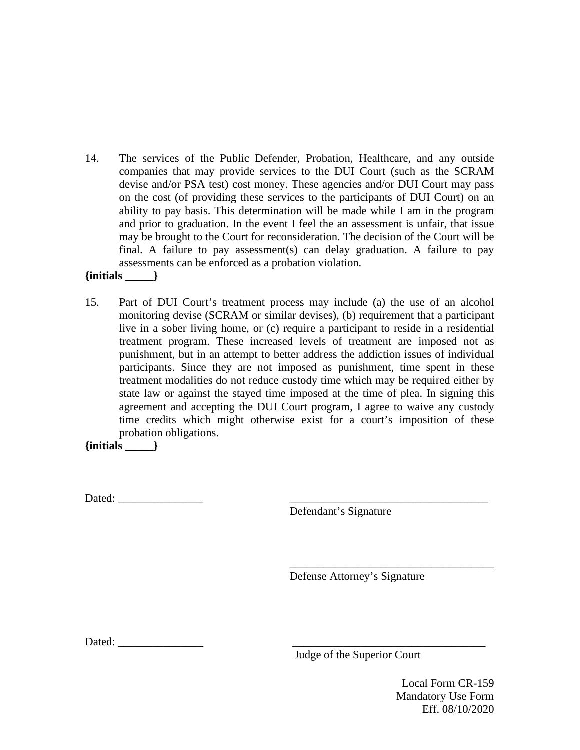14. The services of the Public Defender, Probation, Healthcare, and any outside companies that may provide services to the DUI Court (such as the SCRAM devise and/or PSA test) cost money. These agencies and/or DUI Court may pass on the cost (of providing these services to the participants of DUI Court) on an ability to pay basis. This determination will be made while I am in the program and prior to graduation. In the event I feel the an assessment is unfair, that issue may be brought to the Court for reconsideration. The decision of the Court will be final. A failure to pay assessment(s) can delay graduation. A failure to pay assessments can be enforced as a probation violation.

**{initials _____}**

15. Part of DUI Court's treatment process may include (a) the use of an alcohol monitoring devise (SCRAM or similar devises), (b) requirement that a participant live in a sober living home, or (c) require a participant to reside in a residential treatment program. These increased levels of treatment are imposed not as punishment, but in an attempt to better address the addiction issues of individual participants. Since they are not imposed as punishment, time spent in these treatment modalities do not reduce custody time which may be required either by state law or against the stayed time imposed at the time of plea. In signing this agreement and accepting the DUI Court program, I agree to waive any custody time credits which might otherwise exist for a court's imposition of these probation obligations.

**{initials _____}**

Dated: _______________ ____________________________________
Defendant's Signature

____________________________________
Defense Attorney's Signature

Dated: _______________ ____________________________________
Judge of the Superior Court

Local Form CR-159
Mandatory Use Form
Eff. 08/10/2020